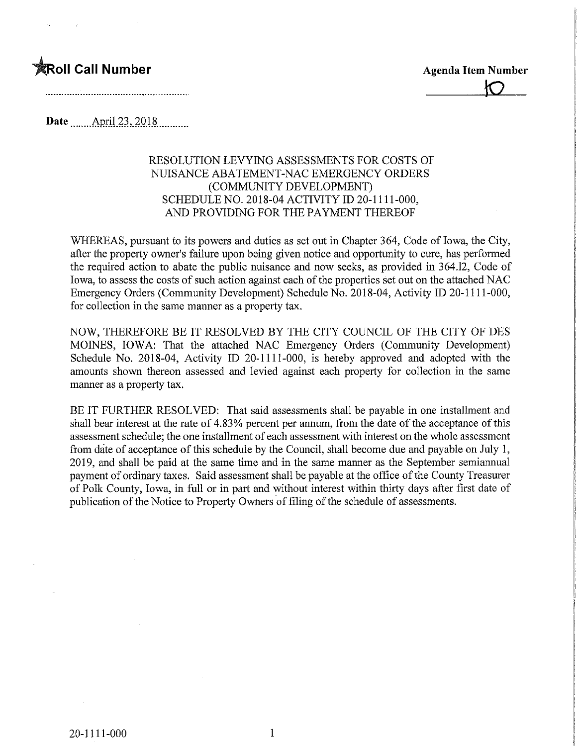**Roll Call Number**

**Agenda Item Number**

10

**Date** April 23, 2018

RESOLUTION LEVYING ASSESSMENTS FOR COSTS OF NUISANCE ABATEMENT-NAC EMERGENCY ORDERS (COMMUNITY DEVELOPMENT) SCHEDULE NO. 2018-04 ACTIVITY ID 20-1111-000, AND PROVIDING FOR THE PAYMENT THEREOF

WHEREAS, pursuant to its powers and duties as set out in Chapter 364, Code of Iowa, the City, after the property owner's failure upon being given notice and opportunity to cure, has performed the required action to abate the public nuisance and now seeks, as provided in 364.12, Code of Iowa, to assess the costs of such action against each of the properties set out on the attached NAC Emergency Orders (Community Development) Schedule No. 2018-04, Activity ID 20-1111-000, for collection in the same manner as a property tax.

NOW, THEREFORE BE IT RESOLVED BY THE CITY COUNCIL OF THE CITY OF DES MOINES, IOWA: That the attached NAC Emergency Orders (Community Development) Schedule No. 2018-04, Activity ID 20-1111-000, is hereby approved and adopted with the amounts shown thereon assessed and levied against each property for collection in the same manner as a property tax.

BE IT FURTHER RESOLVED: That said assessments shall be payable in one installment and shall bear interest at the rate of 4.83% percent per annum, from the date of the acceptance of this assessment schedule; the one installment of each assessment with interest on the whole assessment from date of acceptance of this schedule by the Council, shall become due and payable on July 1, 2019, and shall be paid at the same time and in the same manner as the September semiannual payment of ordinary taxes. Said assessment shall be payable at the office of the County Treasurer of Polk County, Iowa, in full or in part and without interest within thirty days after first date of publication of the Notice to Property Owners of filing of the schedule of assessments.

20-1111-000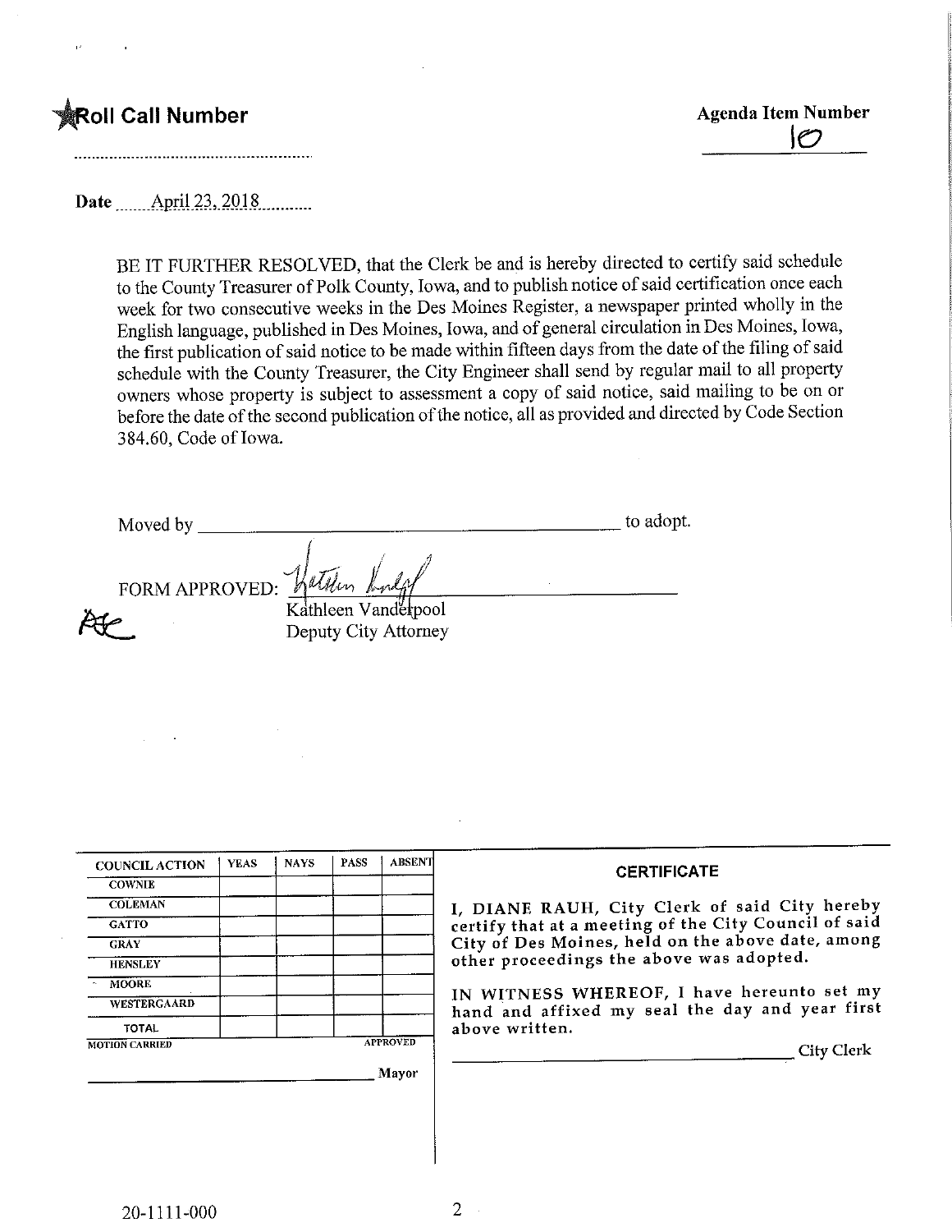**Roll Call Number** ..........................................................

**Agenda Item Number**
10

Date April 23, 2018

BE IT FURTHER RESOLVED, that the Clerk be and is hereby directed to certify said schedule to the County Treasurer of Polk County, Iowa, and to publish notice of said certification once each week for two consecutive weeks in the Des Moines Register, a newspaper printed wholly in the English language, published in Des Moines, Iowa, and of general circulation in Des Moines, Iowa, the first publication of said notice to be made within fifteen days from the date of the filing of said schedule with the County Treasurer, the City Engineer shall send by regular mail to all property owners whose property is subject to assessment a copy of said notice, said mailing to be on or before the date of the second publication of the notice, all as provided and directed by Code Section 384.60, Code of Iowa.

Moved by ______________________________________________ to adopt.

FORM APPROVED: ______________________________
Kathleen Vanderpool
Deputy City Attorney

| COUNCIL ACTION | YEAS | NAYS | PASS | ABSENT |
|---|---|---|---|---|
| COWNIE | | | | |
| COLEMAN | | | | |
| GATTO | | | | |
| GRAY | | | | |
| HENSLEY | | | | |
| MOORE | | | | |
| WESTERGAARD | | | | |
| TOTAL | | | | |

MOTION CARRIED APPROVED

______________________________ Mayor

**CERTIFICATE**

I, DIANE RAUH, City Clerk of said City hereby certify that at a meeting of the City Council of said City of Des Moines, held on the above date, among other proceedings the above was adopted.

IN WITNESS WHEREOF, I have hereunto set my hand and affixed my seal the day and year first above written.

______________________________ City Clerk

20-1111-000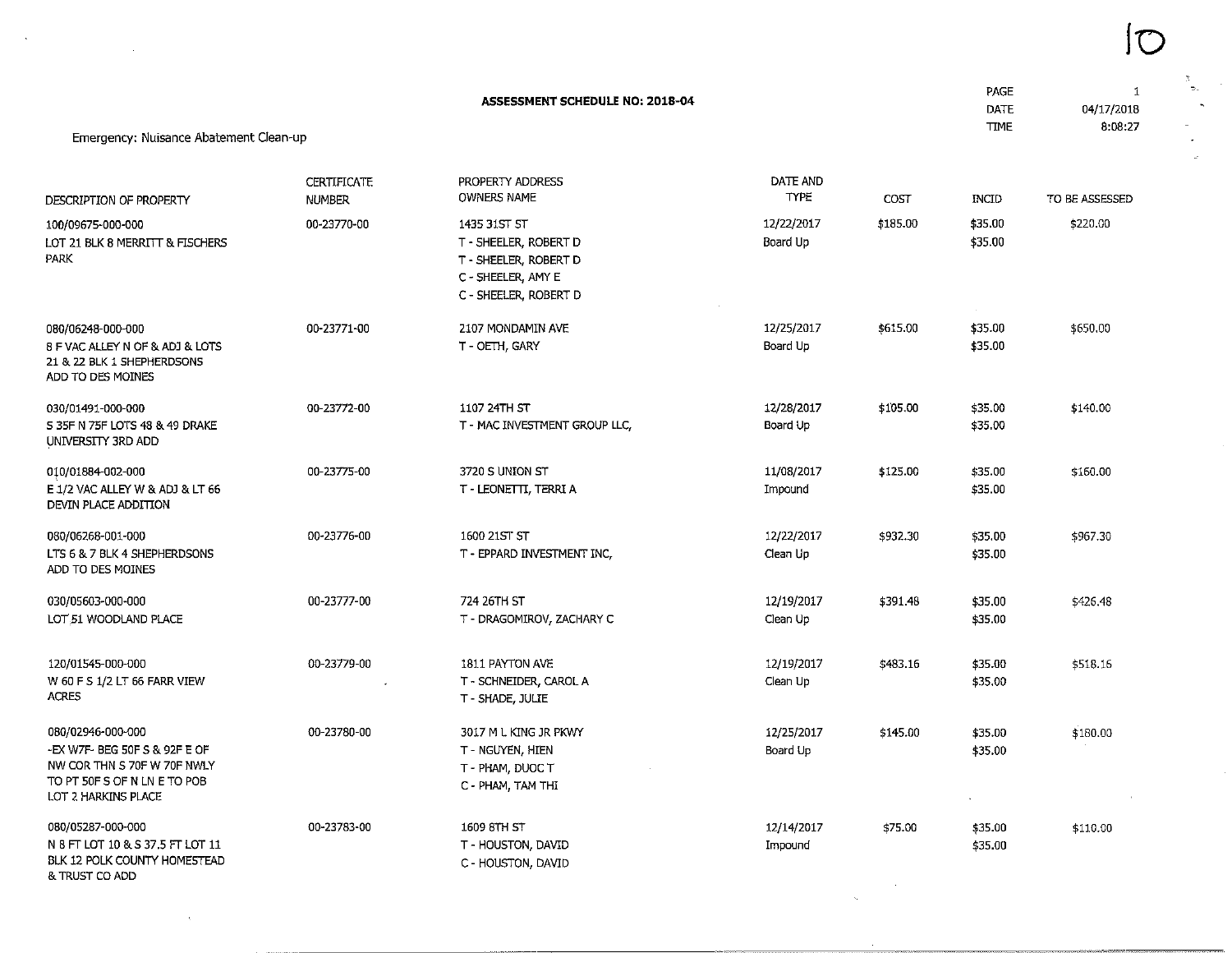# ASSESSMENT SCHEDULE NO: 2018-04

PAGE 1
DATE 04/17/2018
TIME 8:08:27

Emergency: Nuisance Abatement Clean-up

| DESCRIPTION OF PROPERTY | CERTIFICATE NUMBER | PROPERTY ADDRESS OWNERS NAME | DATE AND TYPE | COST | INCID | TO BE ASSESSED |
|---|---|---|---|---|---|---|
| 100/09675-000-000 LOT 21 BLK 8 MERRITT & FISCHERS PARK | 00-23770-00 | 1435 31ST ST T - SHEELER, ROBERT D T - SHEELER, ROBERT D C - SHEELER, AMY E C - SHEELER, ROBERT D | 12/22/2017 Board Up | $185.00 | $35.00 $35.00 | $220.00 |
| 080/06248-000-000 8 F VAC ALLEY N OF & ADJ & LOTS 21 & 22 BLK 1 SHEPHERDSONS ADD TO DES MOINES | 00-23771-00 | 2107 MONDAMIN AVE T - OETH, GARY | 12/25/2017 Board Up | $615.00 | $35.00 $35.00 | $650.00 |
| 030/01491-000-000 S 35F N 75F LOTS 48 & 49 DRAKE UNIVERSITY 3RD ADD | 00-23772-00 | 1107 24TH ST T - MAC INVESTMENT GROUP LLC, | 12/28/2017 Board Up | $105.00 | $35.00 $35.00 | $140.00 |
| 010/01884-002-000 E 1/2 VAC ALLEY W & ADJ & LT 66 DEVIN PLACE ADDITION | 00-23775-00 | 3720 S UNION ST T - LEONETTI, TERRI A | 11/08/2017 Impound | $125.00 | $35.00 $35.00 | $160.00 |
| 080/06268-001-000 LTS 6 & 7 BLK 4 SHEPHERDSONS ADD TO DES MOINES | 00-23776-00 | 1600 21ST ST T - EPPARD INVESTMENT INC, | 12/22/2017 Clean Up | $932.30 | $35.00 $35.00 | $967.30 |
| 030/05603-000-000 LOT 51 WOODLAND PLACE | 00-23777-00 | 724 26TH ST T - DRAGOMIROV, ZACHARY C | 12/19/2017 Clean Up | $391.48 | $35.00 $35.00 | $426.48 |
| 120/01545-000-000 W 60 F S 1/2 LT 66 FARR VIEW ACRES | 00-23779-00 | 1811 PAYTON AVE T - SCHNEIDER, CAROL A T - SHADE, JULIE | 12/19/2017 Clean Up | $483.16 | $35.00 $35.00 | $518.16 |
| 080/02946-000-000 -EX W7F- BEG 50F S & 92F E OF NW COR THN S 70F W 70F NWLY TO PT 50F S OF N LN E TO POB LOT 2 HARKINS PLACE | 00-23780-00 | 3017 M L KING JR PKWY T - NGUYEN, HIEN T - PHAM, DUOC T C - PHAM, TAM THI | 12/25/2017 Board Up | $145.00 | $35.00 $35.00 | $180.00 |
| 080/05287-000-000 N 8 FT LOT 10 & S 37.5 FT LOT 11 BLK 12 POLK COUNTY HOMESTEAD & TRUST CO ADD | 00-23783-00 | 1609 8TH ST T - HOUSTON, DAVID C - HOUSTON, DAVID | 12/14/2017 Impound | $75.00 | $35.00 $35.00 | $110.00 |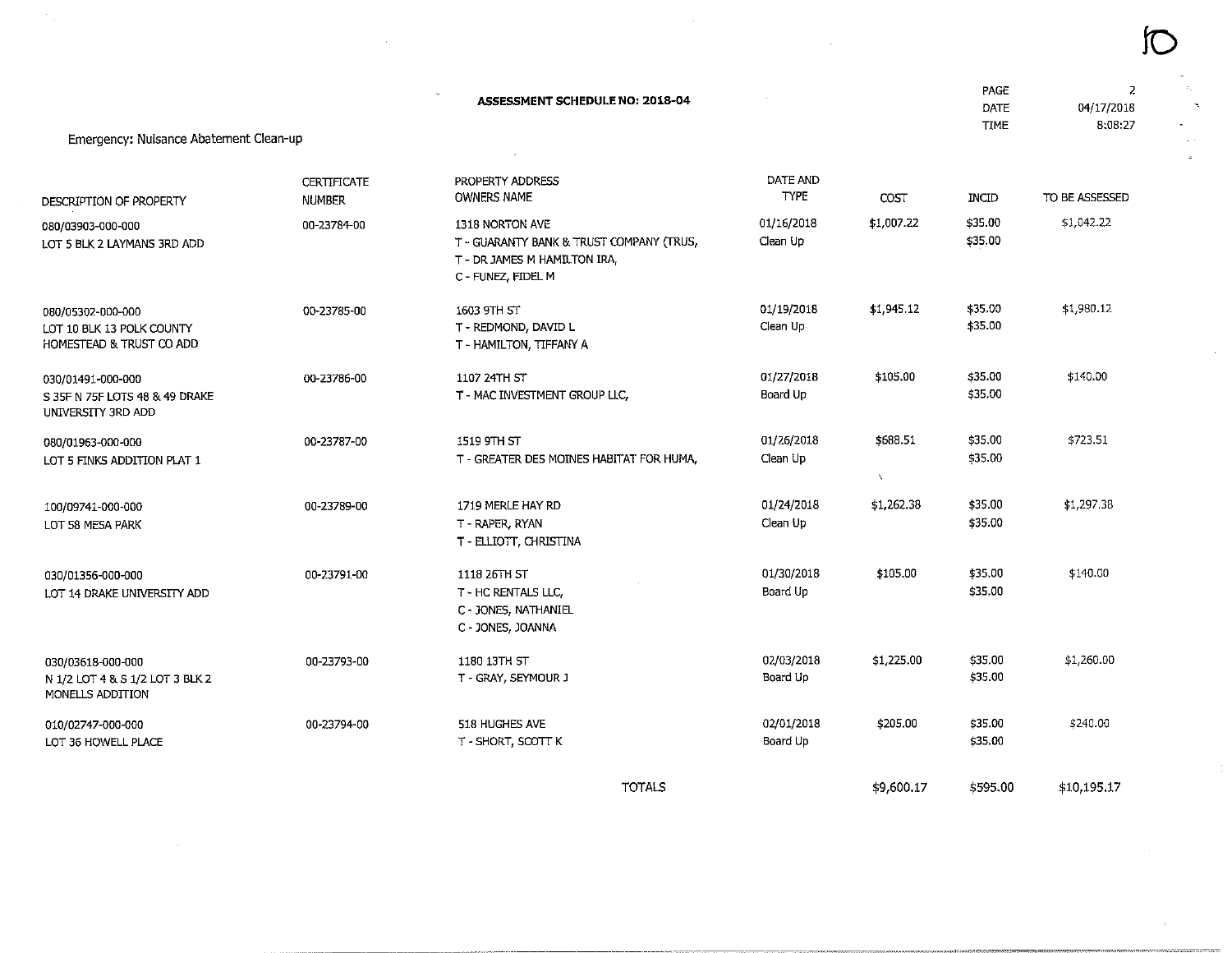**ASSESSMENT SCHEDULE NO: 2018-04**

PAGE 2
DATE 04/17/2018
TIME 8:08:27

Emergency: Nuisance Abatement Clean-up

| DESCRIPTION OF PROPERTY | CERTIFICATE NUMBER | PROPERTY ADDRESS OWNERS NAME | DATE AND TYPE | COST | INCID | TO BE ASSESSED |
|---|---|---|---|---|---|---|
| 080/03903-000-000 LOT 5 BLK 2 LAYMANS 3RD ADD | 00-23784-00 | 1318 NORTON AVE<br>T - GUARANTY BANK & TRUST COMPANY (TRUS,<br>T - DR JAMES M HAMILTON IRA,<br>C - FUNEZ, FIDEL M | 01/16/2018 Clean Up | $1,007.22 | $35.00<br>$35.00 | $1,042.22 |
| 080/05302-000-000 LOT 10 BLK 13 POLK COUNTY HOMESTEAD & TRUST CO ADD | 00-23785-00 | 1603 9TH ST<br>T - REDMOND, DAVID L<br>T - HAMILTON, TIFFANY A | 01/19/2018 Clean Up | $1,945.12 | $35.00<br>$35.00 | $1,980.12 |
| 030/01491-000-000 S 35F N 75F LOTS 48 & 49 DRAKE UNIVERSITY 3RD ADD | 00-23786-00 | 1107 24TH ST<br>T - MAC INVESTMENT GROUP LLC, | 01/27/2018 Board Up | $105.00 | $35.00<br>$35.00 | $140.00 |
| 080/01963-000-000 LOT 5 FINKS ADDITION PLAT 1 | 00-23787-00 | 1519 9TH ST<br>T - GREATER DES MOINES HABITAT FOR HUMA, | 01/26/2018 Clean Up | $688.51 | $35.00<br>$35.00 | $723.51 |
| 100/09741-000-000 LOT 58 MESA PARK | 00-23789-00 | 1719 MERLE HAY RD<br>T - RAPER, RYAN<br>T - ELLIOTT, CHRISTINA | 01/24/2018 Clean Up | $1,262.38 | $35.00<br>$35.00 | $1,297.38 |
| 030/01356-000-000 LOT 14 DRAKE UNIVERSITY ADD | 00-23791-00 | 1118 26TH ST<br>T - HC RENTALS LLC,<br>C - JONES, NATHANIEL<br>C - JONES, JOANNA | 01/30/2018 Board Up | $105.00 | $35.00<br>$35.00 | $140.00 |
| 030/03618-000-000 N 1/2 LOT 4 & S 1/2 LOT 3 BLK 2 MONELLS ADDITION | 00-23793-00 | 1180 13TH ST<br>T - GRAY, SEYMOUR J | 02/03/2018 Board Up | $1,225.00 | $35.00<br>$35.00 | $1,260.00 |
| 010/02747-000-000 LOT 36 HOWELL PLACE | 00-23794-00 | 518 HUGHES AVE<br>T - SHORT, SCOTT K | 02/01/2018 Board Up | $205.00 | $35.00<br>$35.00 | $240.00 |
| | | TOTALS | | $9,600.17 | $595.00 | $10,195.17 |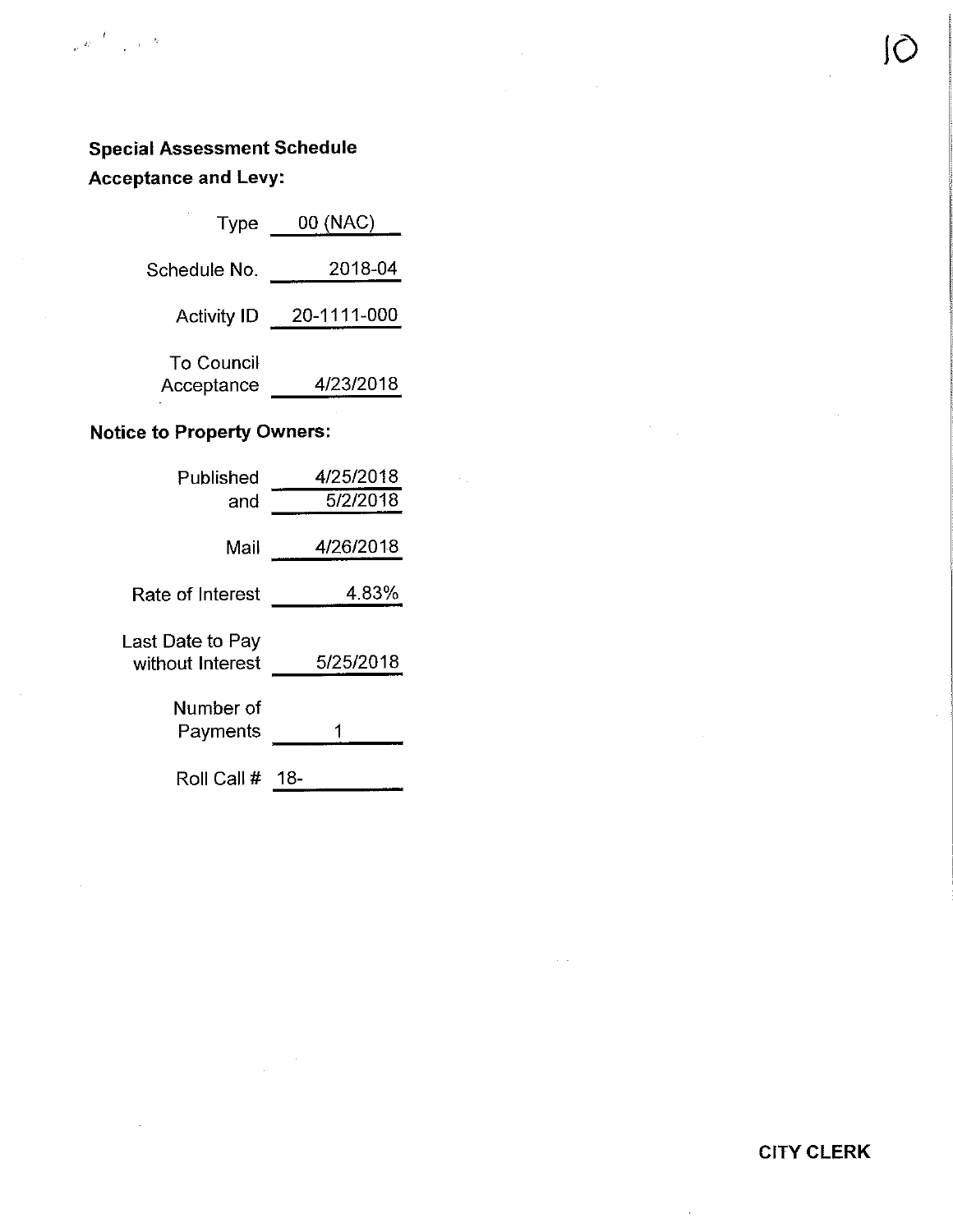**Special Assessment Schedule**

**Acceptance and Levy:**

| | |
|---|---|
| Type | 00 (NAC) |
| Schedule No. | 2018-04 |
| Activity ID | 20-1111-000 |
| To Council Acceptance | 4/23/2018 |

**Notice to Property Owners:**

| | |
|---|---|
| Published | 4/25/2018 |
| and | 5/2/2018 |
| Mail | 4/26/2018 |
| Rate of Interest | 4.83% |
| Last Date to Pay without Interest | 5/25/2018 |
| Number of Payments | 1 |
| Roll Call # | 18- |

**CITY CLERK**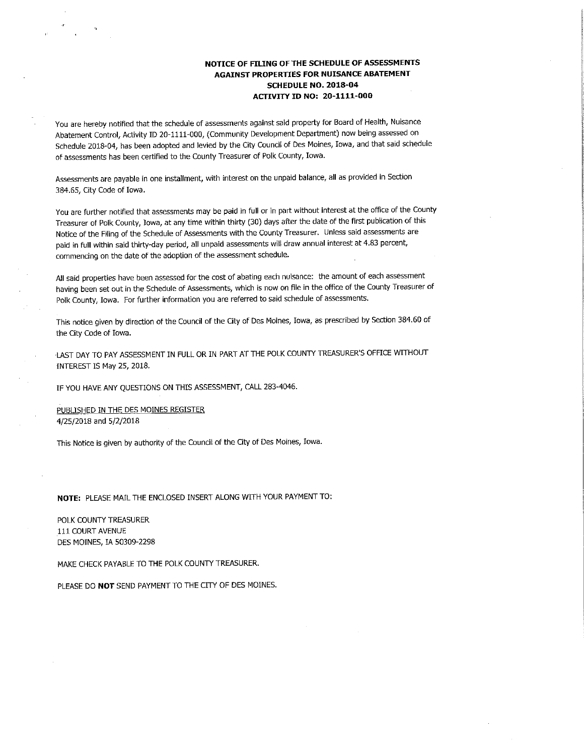**NOTICE OF FILING OF THE SCHEDULE OF ASSESSMENTS AGAINST PROPERTIES FOR NUISANCE ABATEMENT**
**SCHEDULE NO. 2018-04**
**ACTIVITY ID NO: 20-1111-000**

You are hereby notified that the schedule of assessments against said property for Board of Health, Nuisance Abatement Control, Activity ID 20-1111-000, (Community Development Department) now being assessed on Schedule 2018-04, has been adopted and levied by the City Council of Des Moines, Iowa, and that said schedule of assessments has been certified to the County Treasurer of Polk County, Iowa.

Assessments are payable in one installment, with interest on the unpaid balance, all as provided in Section 384.65, City Code of Iowa.

You are further notified that assessments may be paid in full or in part without interest at the office of the County Treasurer of Polk County, Iowa, at any time within thirty (30) days after the date of the first publication of this Notice of the Filing of the Schedule of Assessments with the County Treasurer. Unless said assessments are paid in full within said thirty-day period, all unpaid assessments will draw annual interest at 4.83 percent, commencing on the date of the adoption of the assessment schedule.

All said properties have been assessed for the cost of abating each nuisance: the amount of each assessment having been set out in the Schedule of Assessments, which is now on file in the office of the County Treasurer of Polk County, Iowa. For further information you are referred to said schedule of assessments.

This notice given by direction of the Council of the City of Des Moines, Iowa, as prescribed by Section 384.60 of the City Code of Iowa.

LAST DAY TO PAY ASSESSMENT IN FULL OR IN PART AT THE POLK COUNTY TREASURER'S OFFICE WITHOUT INTEREST IS May 25, 2018.

IF YOU HAVE ANY QUESTIONS ON THIS ASSESSMENT, CALL 283-4046.

PUBLISHED IN THE DES MOINES REGISTER
4/25/2018 and 5/2/2018

This Notice is given by authority of the Council of the City of Des Moines, Iowa.

**NOTE:** PLEASE MAIL THE ENCLOSED INSERT ALONG WITH YOUR PAYMENT TO:

POLK COUNTY TREASURER
111 COURT AVENUE
DES MOINES, IA 50309-2298

MAKE CHECK PAYABLE TO THE POLK COUNTY TREASURER.

PLEASE DO **NOT** SEND PAYMENT TO THE CITY OF DES MOINES.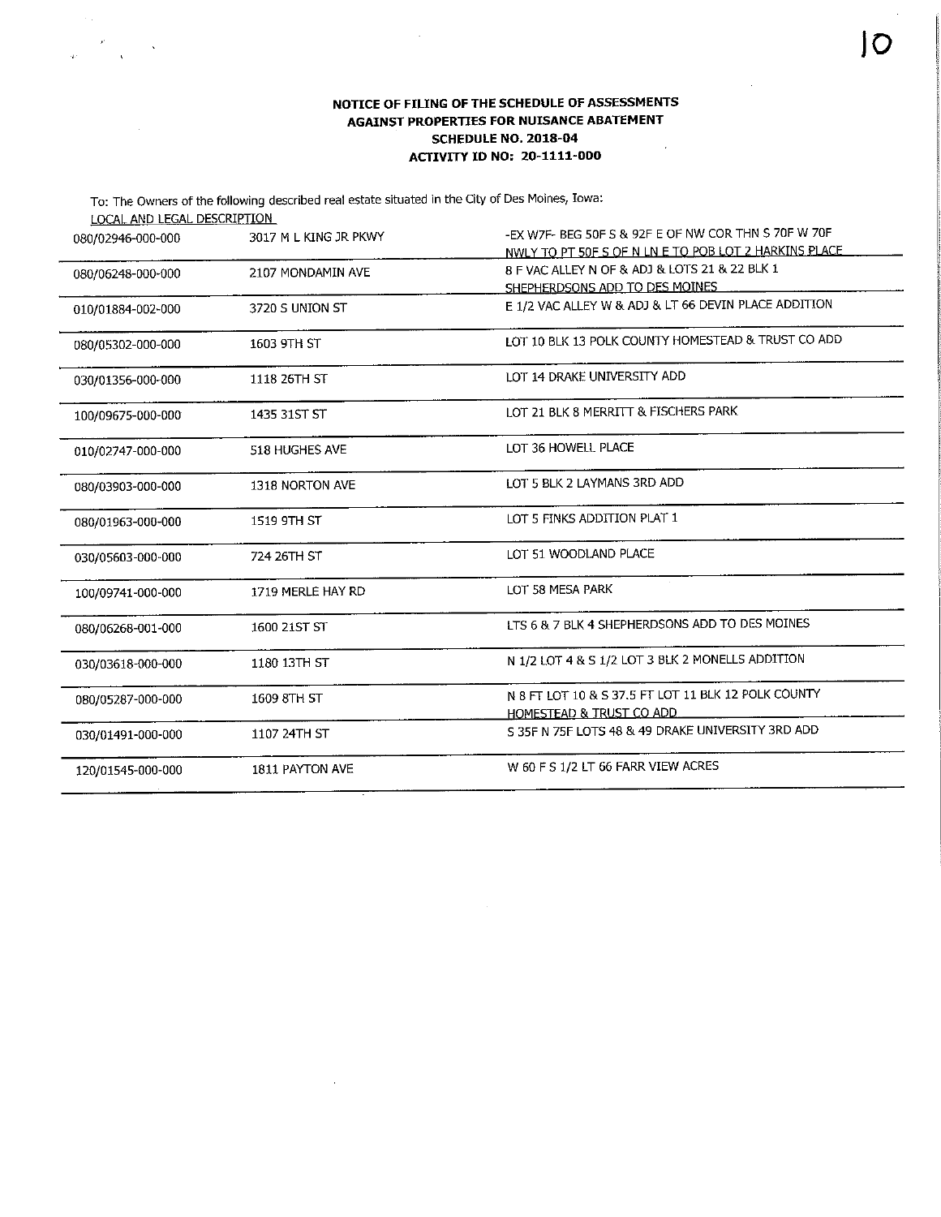**NOTICE OF FILING OF THE SCHEDULE OF ASSESSMENTS**
**AGAINST PROPERTIES FOR NUISANCE ABATEMENT**
**SCHEDULE NO. 2018-04**
**ACTIVITY ID NO: 20-1111-000**

To: The Owners of the following described real estate situated in the City of Des Moines, Iowa:

LOCAL AND LEGAL DESCRIPTION

| | | |
|---|---|---|
| 080/02946-000-000 | 3017 M L KING JR PKWY | -EX W7F- BEG 50F S & 92F E OF NW COR THN S 70F W 70F NWLY TO PT 50F S OF N LN E TO POB LOT 2 HARKINS PLACE |
| 080/06248-000-000 | 2107 MONDAMIN AVE | 8 F VAC ALLEY N OF & ADJ & LOTS 21 & 22 BLK 1 SHEPHERDSONS ADD TO DES MOINES |
| 010/01884-002-000 | 3720 S UNION ST | E 1/2 VAC ALLEY W & ADJ & LT 66 DEVIN PLACE ADDITION |
| 080/05302-000-000 | 1603 9TH ST | LOT 10 BLK 13 POLK COUNTY HOMESTEAD & TRUST CO ADD |
| 030/01356-000-000 | 1118 26TH ST | LOT 14 DRAKE UNIVERSITY ADD |
| 100/09675-000-000 | 1435 31ST ST | LOT 21 BLK 8 MERRITT & FISCHERS PARK |
| 010/02747-000-000 | 518 HUGHES AVE | LOT 36 HOWELL PLACE |
| 080/03903-000-000 | 1318 NORTON AVE | LOT 5 BLK 2 LAYMANS 3RD ADD |
| 080/01963-000-000 | 1519 9TH ST | LOT 5 FINKS ADDITION PLAT 1 |
| 030/05603-000-000 | 724 26TH ST | LOT 51 WOODLAND PLACE |
| 100/09741-000-000 | 1719 MERLE HAY RD | LOT 58 MESA PARK |
| 080/06268-001-000 | 1600 21ST ST | LTS 6 & 7 BLK 4 SHEPHERDSONS ADD TO DES MOINES |
| 030/03618-000-000 | 1180 13TH ST | N 1/2 LOT 4 & S 1/2 LOT 3 BLK 2 MONELLS ADDITION |
| 080/05287-000-000 | 1609 8TH ST | N 8 FT LOT 10 & S 37.5 FT LOT 11 BLK 12 POLK COUNTY HOMESTEAD & TRUST CO ADD |
| 030/01491-000-000 | 1107 24TH ST | S 35F N 75F LOTS 48 & 49 DRAKE UNIVERSITY 3RD ADD |
| 120/01545-000-000 | 1811 PAYTON AVE | W 60 F S 1/2 LT 66 FARR VIEW ACRES |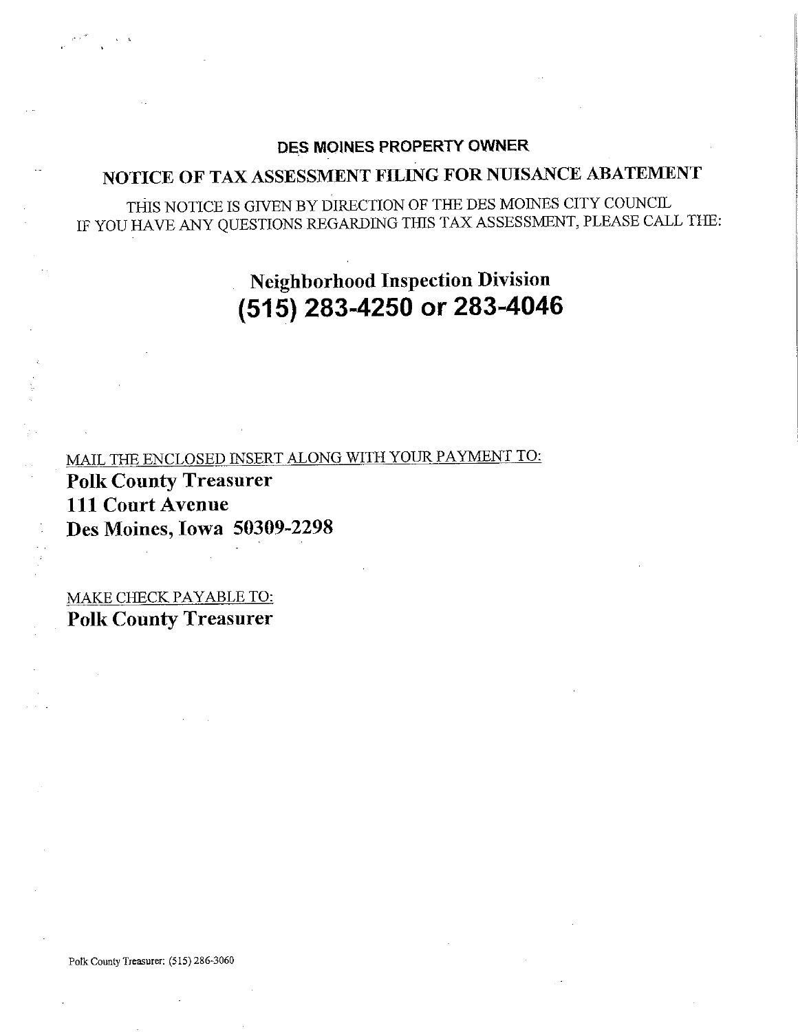## DES MOINES PROPERTY OWNER

## NOTICE OF TAX ASSESSMENT FILING FOR NUISANCE ABATEMENT

THIS NOTICE IS GIVEN BY DIRECTION OF THE DES MOINES CITY COUNCIL
IF YOU HAVE ANY QUESTIONS REGARDING THIS TAX ASSESSMENT, PLEASE CALL THE:

## Neighborhood Inspection Division
## (515) 283-4250 or 283-4046

MAIL THE ENCLOSED INSERT ALONG WITH YOUR PAYMENT TO:
**Polk County Treasurer**
**111 Court Avenue**
**Des Moines, Iowa 50309-2298**

MAKE CHECK PAYABLE TO:
**Polk County Treasurer**

Polk County Treasurer: (515) 286-3060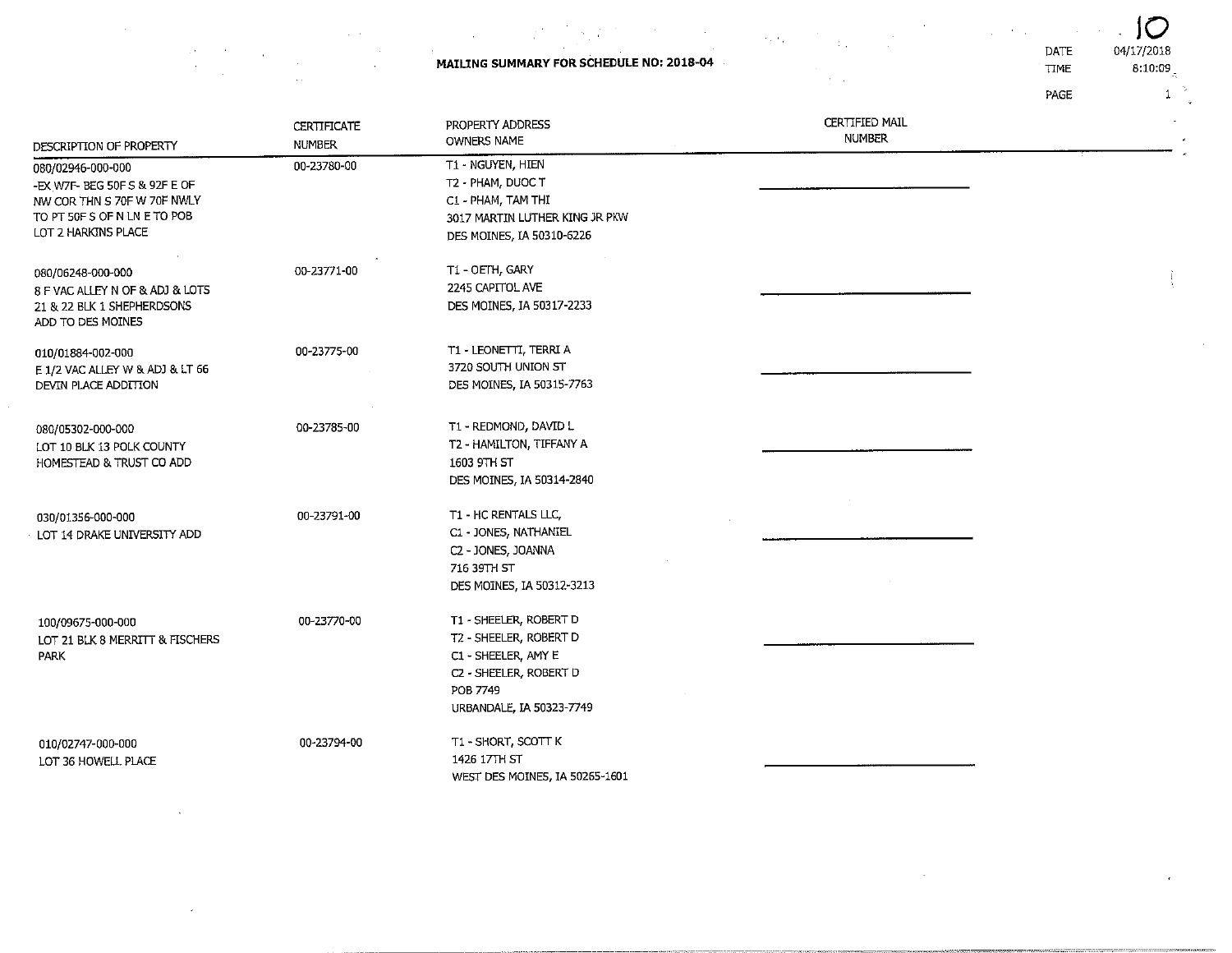# MAILING SUMMARY FOR SCHEDULE NO: 2018-04

DATE 04/17/2018
TIME 8:10:09

| DESCRIPTION OF PROPERTY | CERTIFICATE NUMBER | PROPERTY ADDRESS OWNERS NAME | CERTIFIED MAIL NUMBER |
|---|---|---|---|
| 080/02946-000-000<br>-EX W7F- BEG 50F S & 92F E OF NW COR THN S 70F W 70F NWLY TO PT 50F S OF N LN E TO POB LOT 2 HARKINS PLACE | 00-23780-00 | T1 - NGUYEN, HIEN<br>T2 - PHAM, DUOC T<br>C1 - PHAM, TAM THI<br>3017 MARTIN LUTHER KING JR PKW<br>DES MOINES, IA 50310-6226 | |
| 080/06248-000-000<br>8 F VAC ALLEY N OF & ADJ & LOTS 21 & 22 BLK 1 SHEPHERDSONS ADD TO DES MOINES | 00-23771-00 | T1 - OETH, GARY<br>2245 CAPITOL AVE<br>DES MOINES, IA 50317-2233 | |
| 010/01884-002-000<br>E 1/2 VAC ALLEY W & ADJ & LT 66 DEVIN PLACE ADDITION | 00-23775-00 | T1 - LEONETTI, TERRI A<br>3720 SOUTH UNION ST<br>DES MOINES, IA 50315-7763 | |
| 080/05302-000-000<br>LOT 10 BLK 13 POLK COUNTY HOMESTEAD & TRUST CO ADD | 00-23785-00 | T1 - REDMOND, DAVID L<br>T2 - HAMILTON, TIFFANY A<br>1603 9TH ST<br>DES MOINES, IA 50314-2840 | |
| 030/01356-000-000<br>LOT 14 DRAKE UNIVERSITY ADD | 00-23791-00 | T1 - HC RENTALS LLC,<br>C1 - JONES, NATHANIEL<br>C2 - JONES, JOANNA<br>716 39TH ST<br>DES MOINES, IA 50312-3213 | |
| 100/09675-000-000<br>LOT 21 BLK 8 MERRITT & FISCHERS PARK | 00-23770-00 | T1 - SHEELER, ROBERT D<br>T2 - SHEELER, ROBERT D<br>C1 - SHEELER, AMY E<br>C2 - SHEELER, ROBERT D<br>POB 7749<br>URBANDALE, IA 50323-7749 | |
| 010/02747-000-000<br>LOT 36 HOWELL PLACE | 00-23794-00 | T1 - SHORT, SCOTT K<br>1426 17TH ST<br>WEST DES MOINES, IA 50265-1601 | |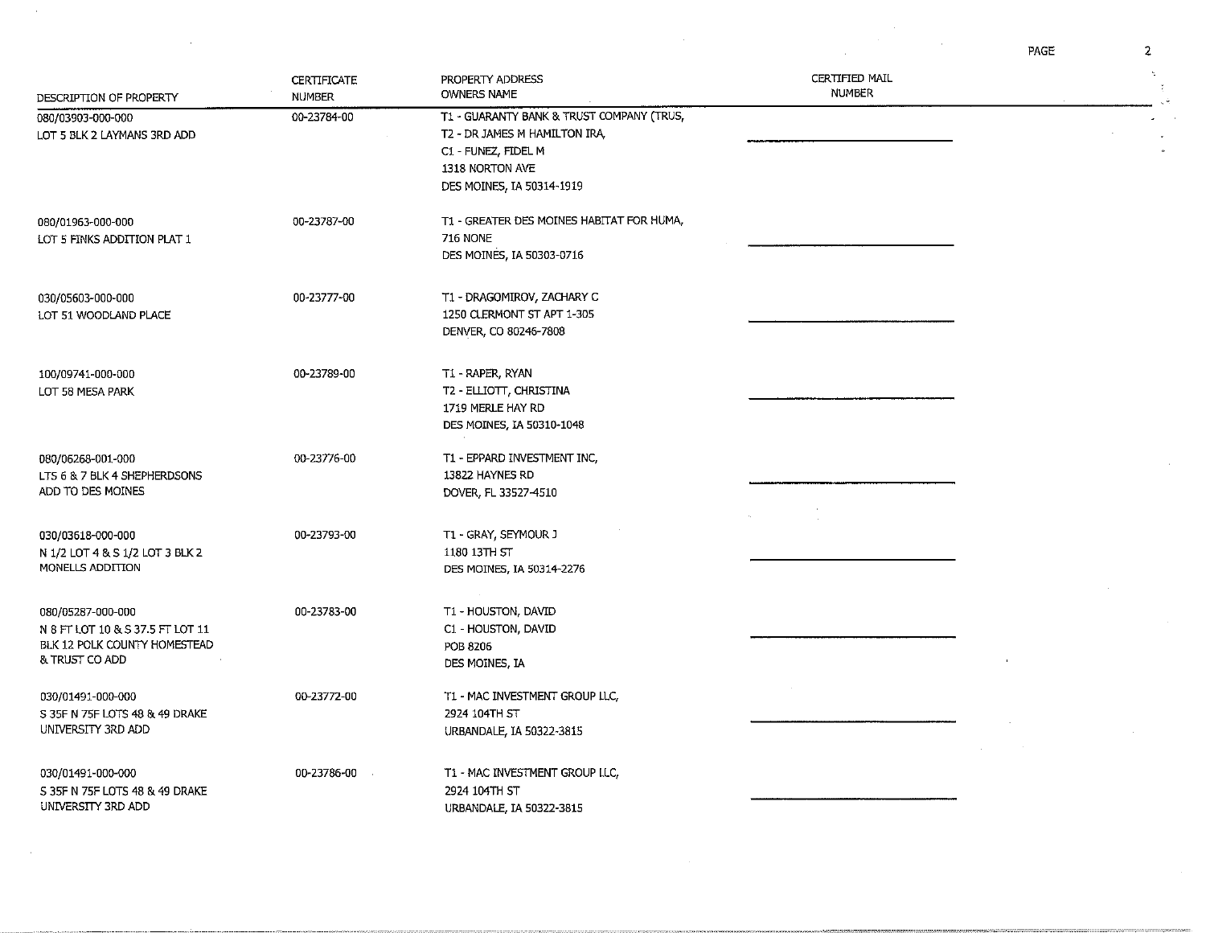| DESCRIPTION OF PROPERTY | CERTIFICATE NUMBER | PROPERTY ADDRESS OWNERS NAME | CERTIFIED MAIL NUMBER |
|---|---|---|---|
| 080/03903-000-000<br>LOT 5 BLK 2 LAYMANS 3RD ADD | 00-23784-00 | T1 - GUARANTY BANK & TRUST COMPANY (TRUS,<br>T2 - DR JAMES M HAMILTON IRA,<br>C1 - FUNEZ, FIDEL M<br>1318 NORTON AVE<br>DES MOINES, IA 50314-1919 | |
| 080/01963-000-000<br>LOT 5 FINKS ADDITION PLAT 1 | 00-23787-00 | T1 - GREATER DES MOINES HABITAT FOR HUMA,<br>716 NONE<br>DES MOINES, IA 50303-0716 | |
| 030/05603-000-000<br>LOT 51 WOODLAND PLACE | 00-23777-00 | T1 - DRAGOMIROV, ZACHARY C<br>1250 CLERMONT ST APT 1-305<br>DENVER, CO 80246-7808 | |
| 100/09741-000-000<br>LOT 58 MESA PARK | 00-23789-00 | T1 - RAPER, RYAN<br>T2 - ELLIOTT, CHRISTINA<br>1719 MERLE HAY RD<br>DES MOINES, IA 50310-1048 | |
| 080/06268-001-000<br>LTS 6 & 7 BLK 4 SHEPHERDSONS ADD TO DES MOINES | 00-23776-00 | T1 - EPPARD INVESTMENT INC,<br>13822 HAYNES RD<br>DOVER, FL 33527-4510 | |
| 030/03618-000-000<br>N 1/2 LOT 4 & S 1/2 LOT 3 BLK 2 MONELLS ADDITION | 00-23793-00 | T1 - GRAY, SEYMOUR J<br>1180 13TH ST<br>DES MOINES, IA 50314-2276 | |
| 080/05287-000-000<br>N 8 FT LOT 10 & S 37.5 FT LOT 11 BLK 12 POLK COUNTY HOMESTEAD & TRUST CO ADD | 00-23783-00 | T1 - HOUSTON, DAVID<br>C1 - HOUSTON, DAVID<br>POB 8206<br>DES MOINES, IA | |
| 030/01491-000-000<br>S 35F N 75F LOTS 48 & 49 DRAKE UNIVERSITY 3RD ADD | 00-23772-00 | T1 - MAC INVESTMENT GROUP LLC,<br>2924 104TH ST<br>URBANDALE, IA 50322-3815 | |
| 030/01491-000-000<br>S 35F N 75F LOTS 48 & 49 DRAKE UNIVERSITY 3RD ADD | 00-23786-00 | T1 - MAC INVESTMENT GROUP LLC,<br>2924 104TH ST<br>URBANDALE, IA 50322-3815 | |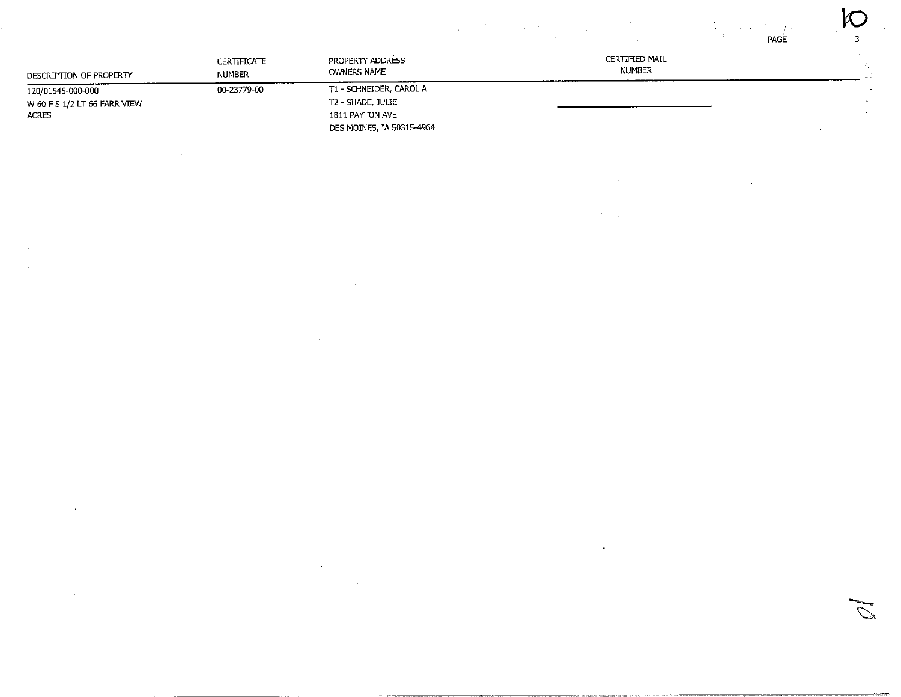| DESCRIPTION OF PROPERTY | CERTIFICATE NUMBER | PROPERTY ADDRESS OWNERS NAME | CERTIFIED MAIL NUMBER |
|---|---|---|---|
| 120/01545-000-000<br>W 60 F S 1/2 LT 66 FARR VIEW ACRES | 00-23779-00 | T1 - SCHNEIDER, CAROL A<br>T2 - SHADE, JULIE<br>1811 PAYTON AVE<br>DES MOINES, IA 50315-4964 | ______________________ |